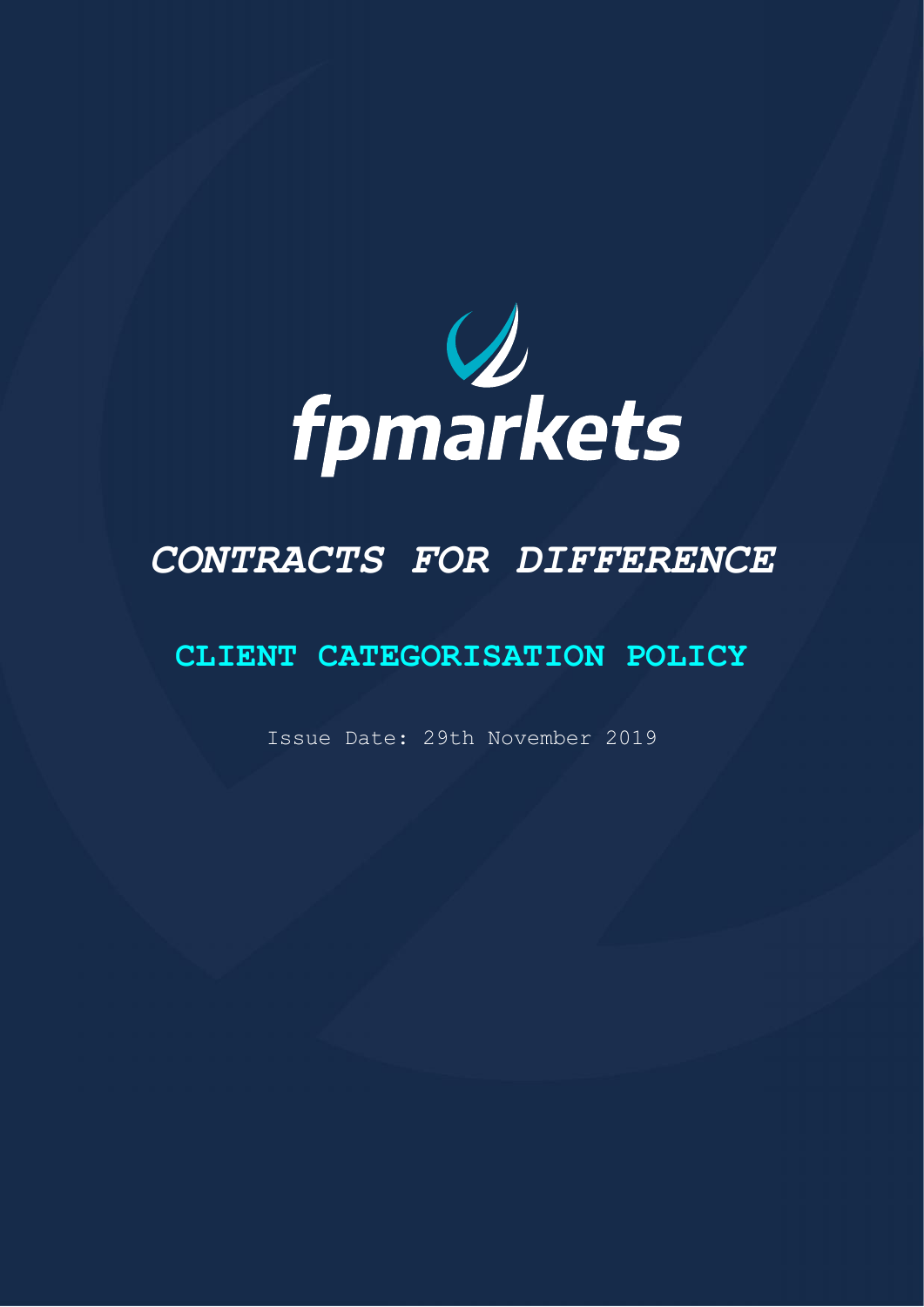fpmarkets

# *CONTRACTS FOR DIFFERENCE*

## CLIENT CATEGORISATION POLICY

Issue Date: 29th November 2019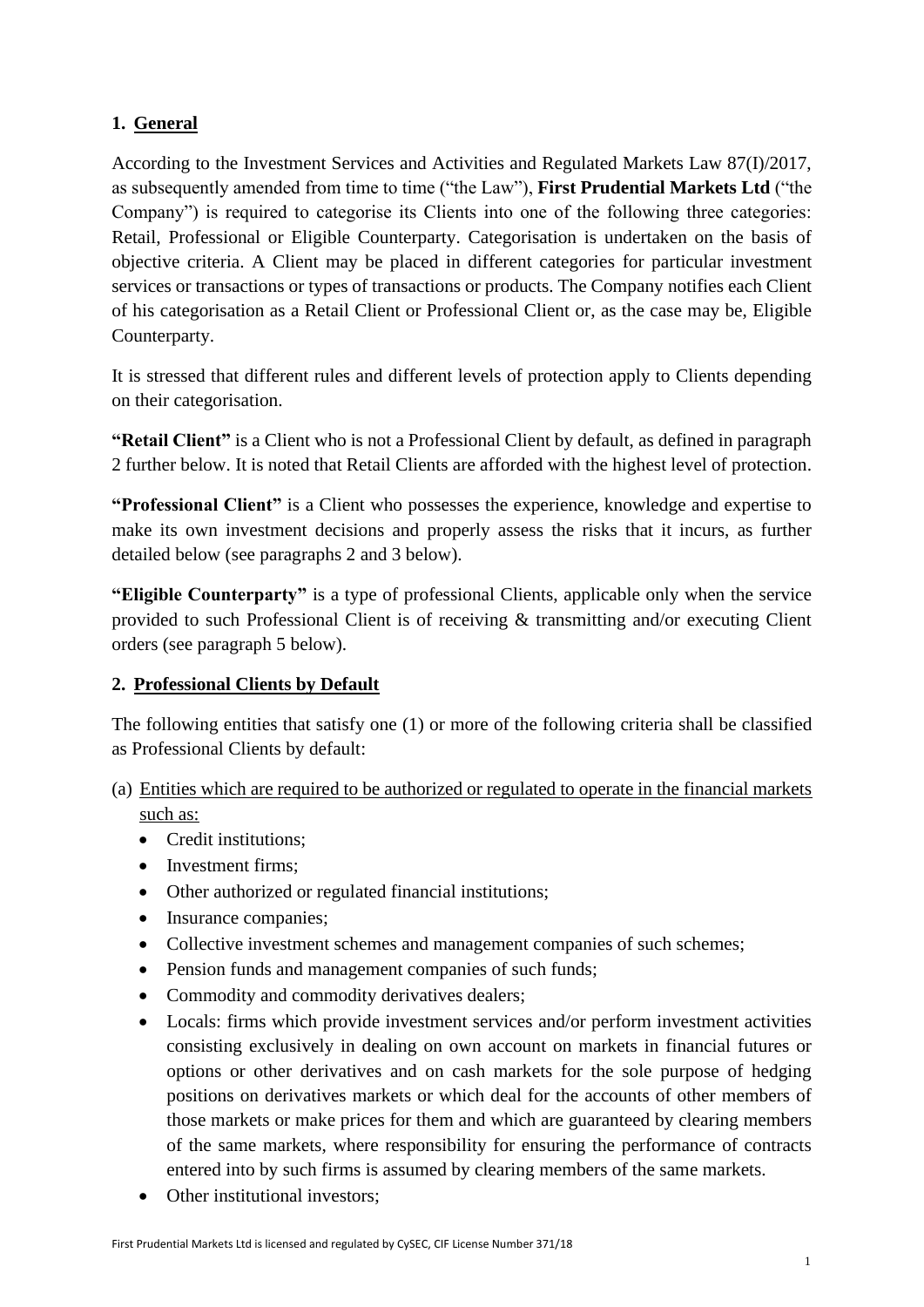## 1. General

According to the Investment Services and Activities and Regulated Markets Law 87(I)/2017, as subsequently amended from time to time ("the Law"), **First Prudential Markets Ltd** ("the Company") is required to categorise its Clients into one of the following three categories: Retail, Professional or Eligible Counterparty. Categorisation is undertaken on the basis of objective criteria. A Client may be placed in different categories for particular investment services or transactions or types of transactions or products. The Company notifies each Client of his categorisation as a Retail Client or Professional Client or, as the case may be, Eligible Counterparty.

It is stressed that different rules and different levels of protection apply to Clients depending on their categorisation.

**"Retail Client"** is a Client who is not a Professional Client by default, as defined in paragraph 2 further below. It is noted that Retail Clients are afforded with the highest level of protection.

**"Professional Client"** is a Client who possesses the experience, knowledge and expertise to make its own investment decisions and properly assess the risks that it incurs, as further detailed below (see paragraphs 2 and 3 below).

**"Eligible Counterparty"** is a type of professional Clients, applicable only when the service provided to such Professional Client is of receiving & transmitting and/or executing Client orders (see paragraph 5 below).

## 2. Professional Clients by Default

The following entities that satisfy one (1) or more of the following criteria shall be classified as Professional Clients by default:

(a) Entities which are required to be authorized or regulated to operate in the financial markets such as:

- Credit institutions;
- Investment firms;
- Other authorized or regulated financial institutions;
- Insurance companies;
- Collective investment schemes and management companies of such schemes;
- Pension funds and management companies of such funds;
- Commodity and commodity derivatives dealers;
- Locals: firms which provide investment services and/or perform investment activities consisting exclusively in dealing on own account on markets in financial futures or options or other derivatives and on cash markets for the sole purpose of hedging positions on derivatives markets or which deal for the accounts of other members of those markets or make prices for them and which are guaranteed by clearing members of the same markets, where responsibility for ensuring the performance of contracts entered into by such firms is assumed by clearing members of the same markets.
- Other institutional investors;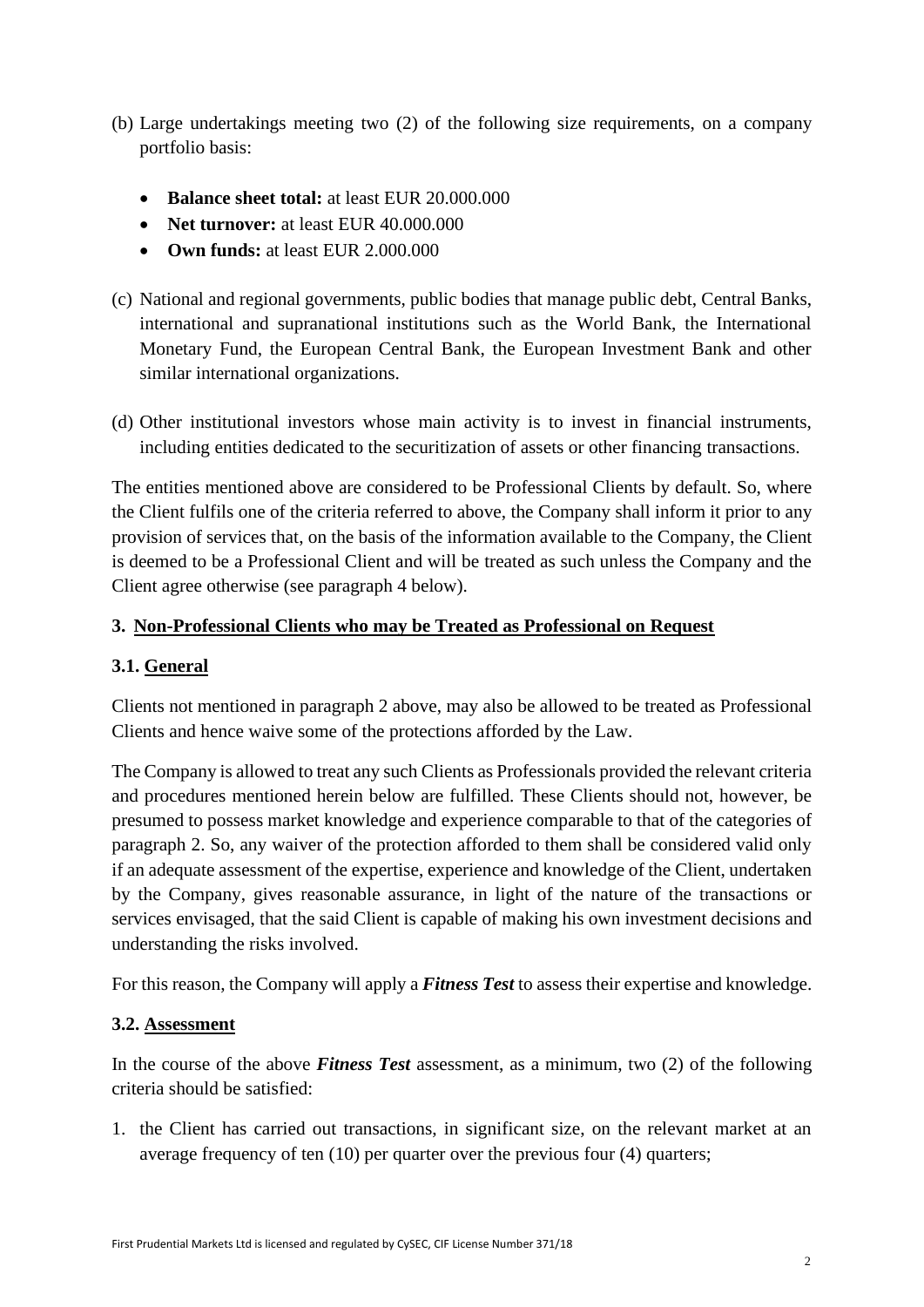(b) Large undertakings meeting two (2) of the following size requirements, on a company portfolio basis:

- **Balance sheet total:** at least EUR 20.000.000
- **Net turnover:** at least EUR 40.000.000
- **Own funds:** at least EUR 2.000.000

(c) National and regional governments, public bodies that manage public debt, Central Banks, international and supranational institutions such as the World Bank, the International Monetary Fund, the European Central Bank, the European Investment Bank and other similar international organizations.

(d) Other institutional investors whose main activity is to invest in financial instruments, including entities dedicated to the securitization of assets or other financing transactions.

The entities mentioned above are considered to be Professional Clients by default. So, where the Client fulfils one of the criteria referred to above, the Company shall inform it prior to any provision of services that, on the basis of the information available to the Company, the Client is deemed to be a Professional Client and will be treated as such unless the Company and the Client agree otherwise (see paragraph 4 below).

## 3. Non-Professional Clients who may be Treated as Professional on Request

### 3.1. General

Clients not mentioned in paragraph 2 above, may also be allowed to be treated as Professional Clients and hence waive some of the protections afforded by the Law.

The Company is allowed to treat any such Clients as Professionals provided the relevant criteria and procedures mentioned herein below are fulfilled. These Clients should not, however, be presumed to possess market knowledge and experience comparable to that of the categories of paragraph 2. So, any waiver of the protection afforded to them shall be considered valid only if an adequate assessment of the expertise, experience and knowledge of the Client, undertaken by the Company, gives reasonable assurance, in light of the nature of the transactions or services envisaged, that the said Client is capable of making his own investment decisions and understanding the risks involved.

For this reason, the Company will apply a ***Fitness Test*** to assess their expertise and knowledge.

### 3.2. Assessment

In the course of the above ***Fitness Test*** assessment, as a minimum, two (2) of the following criteria should be satisfied:

1. the Client has carried out transactions, in significant size, on the relevant market at an average frequency of ten (10) per quarter over the previous four (4) quarters;

First Prudential Markets Ltd is licensed and regulated by CySEC, CIF License Number 371/18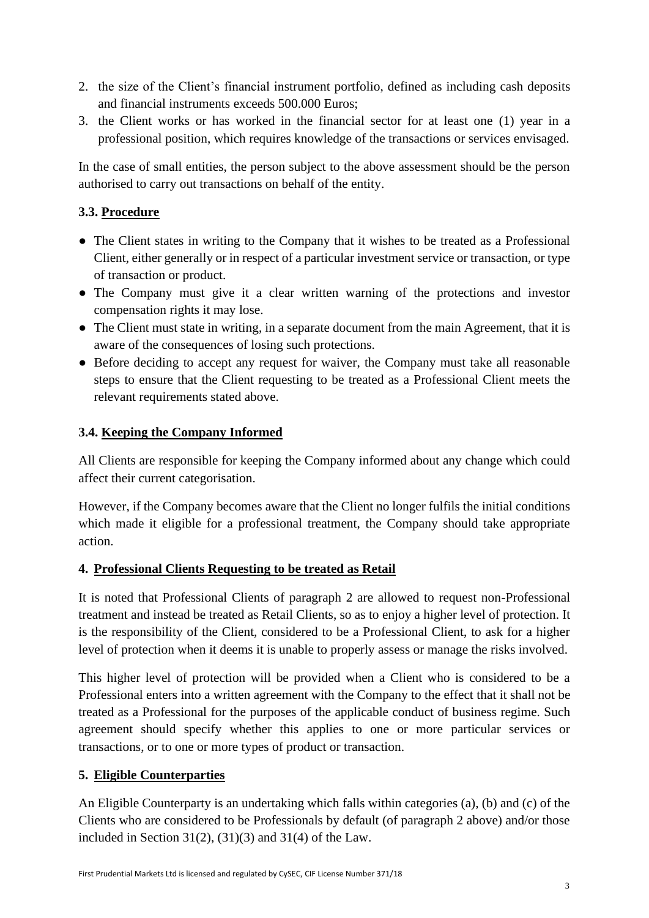2. the size of the Client's financial instrument portfolio, defined as including cash deposits and financial instruments exceeds 500.000 Euros;
3. the Client works or has worked in the financial sector for at least one (1) year in a professional position, which requires knowledge of the transactions or services envisaged.

In the case of small entities, the person subject to the above assessment should be the person authorised to carry out transactions on behalf of the entity.

### 3.3. Procedure

- The Client states in writing to the Company that it wishes to be treated as a Professional Client, either generally or in respect of a particular investment service or transaction, or type of transaction or product.
- The Company must give it a clear written warning of the protections and investor compensation rights it may lose.
- The Client must state in writing, in a separate document from the main Agreement, that it is aware of the consequences of losing such protections.
- Before deciding to accept any request for waiver, the Company must take all reasonable steps to ensure that the Client requesting to be treated as a Professional Client meets the relevant requirements stated above.

### 3.4. Keeping the Company Informed

All Clients are responsible for keeping the Company informed about any change which could affect their current categorisation.

However, if the Company becomes aware that the Client no longer fulfils the initial conditions which made it eligible for a professional treatment, the Company should take appropriate action.

## 4. Professional Clients Requesting to be treated as Retail

It is noted that Professional Clients of paragraph 2 are allowed to request non-Professional treatment and instead be treated as Retail Clients, so as to enjoy a higher level of protection. It is the responsibility of the Client, considered to be a Professional Client, to ask for a higher level of protection when it deems it is unable to properly assess or manage the risks involved.

This higher level of protection will be provided when a Client who is considered to be a Professional enters into a written agreement with the Company to the effect that it shall not be treated as a Professional for the purposes of the applicable conduct of business regime. Such agreement should specify whether this applies to one or more particular services or transactions, or to one or more types of product or transaction.

## 5. Eligible Counterparties

An Eligible Counterparty is an undertaking which falls within categories (a), (b) and (c) of the Clients who are considered to be Professionals by default (of paragraph 2 above) and/or those included in Section 31(2), (31)(3) and 31(4) of the Law.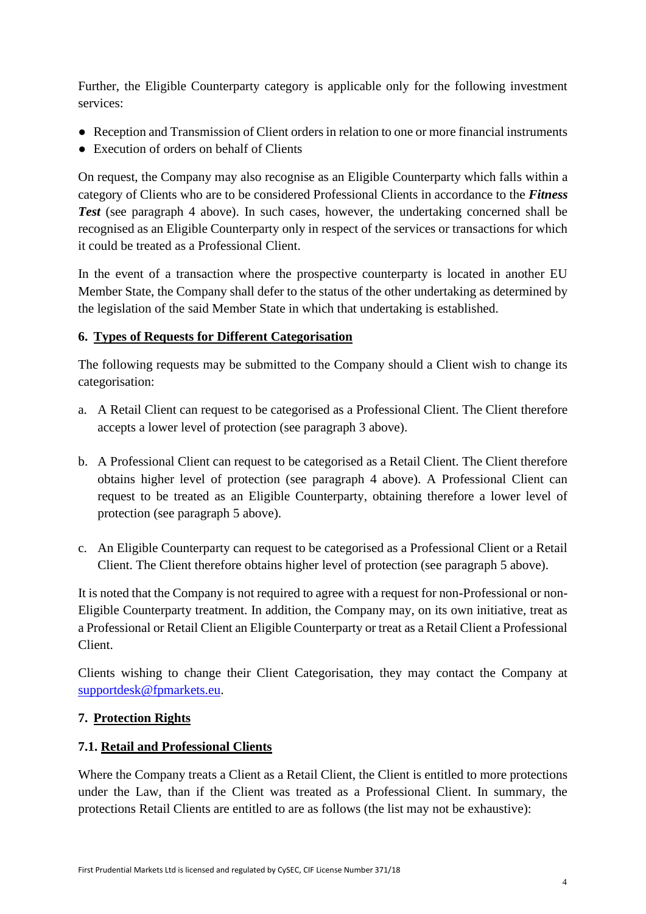Further, the Eligible Counterparty category is applicable only for the following investment services:

- Reception and Transmission of Client orders in relation to one or more financial instruments
- Execution of orders on behalf of Clients

On request, the Company may also recognise as an Eligible Counterparty which falls within a category of Clients who are to be considered Professional Clients in accordance to the ***Fitness Test*** (see paragraph 4 above). In such cases, however, the undertaking concerned shall be recognised as an Eligible Counterparty only in respect of the services or transactions for which it could be treated as a Professional Client.

In the event of a transaction where the prospective counterparty is located in another EU Member State, the Company shall defer to the status of the other undertaking as determined by the legislation of the said Member State in which that undertaking is established.

## 6. Types of Requests for Different Categorisation

The following requests may be submitted to the Company should a Client wish to change its categorisation:

a. A Retail Client can request to be categorised as a Professional Client. The Client therefore accepts a lower level of protection (see paragraph 3 above).

b. A Professional Client can request to be categorised as a Retail Client. The Client therefore obtains higher level of protection (see paragraph 4 above). A Professional Client can request to be treated as an Eligible Counterparty, obtaining therefore a lower level of protection (see paragraph 5 above).

c. An Eligible Counterparty can request to be categorised as a Professional Client or a Retail Client. The Client therefore obtains higher level of protection (see paragraph 5 above).

It is noted that the Company is not required to agree with a request for non-Professional or non-Eligible Counterparty treatment. In addition, the Company may, on its own initiative, treat as a Professional or Retail Client an Eligible Counterparty or treat as a Retail Client a Professional Client.

Clients wishing to change their Client Categorisation, they may contact the Company at supportdesk@fpmarkets.eu.

## 7. Protection Rights

### 7.1. Retail and Professional Clients

Where the Company treats a Client as a Retail Client, the Client is entitled to more protections under the Law, than if the Client was treated as a Professional Client. In summary, the protections Retail Clients are entitled to are as follows (the list may not be exhaustive):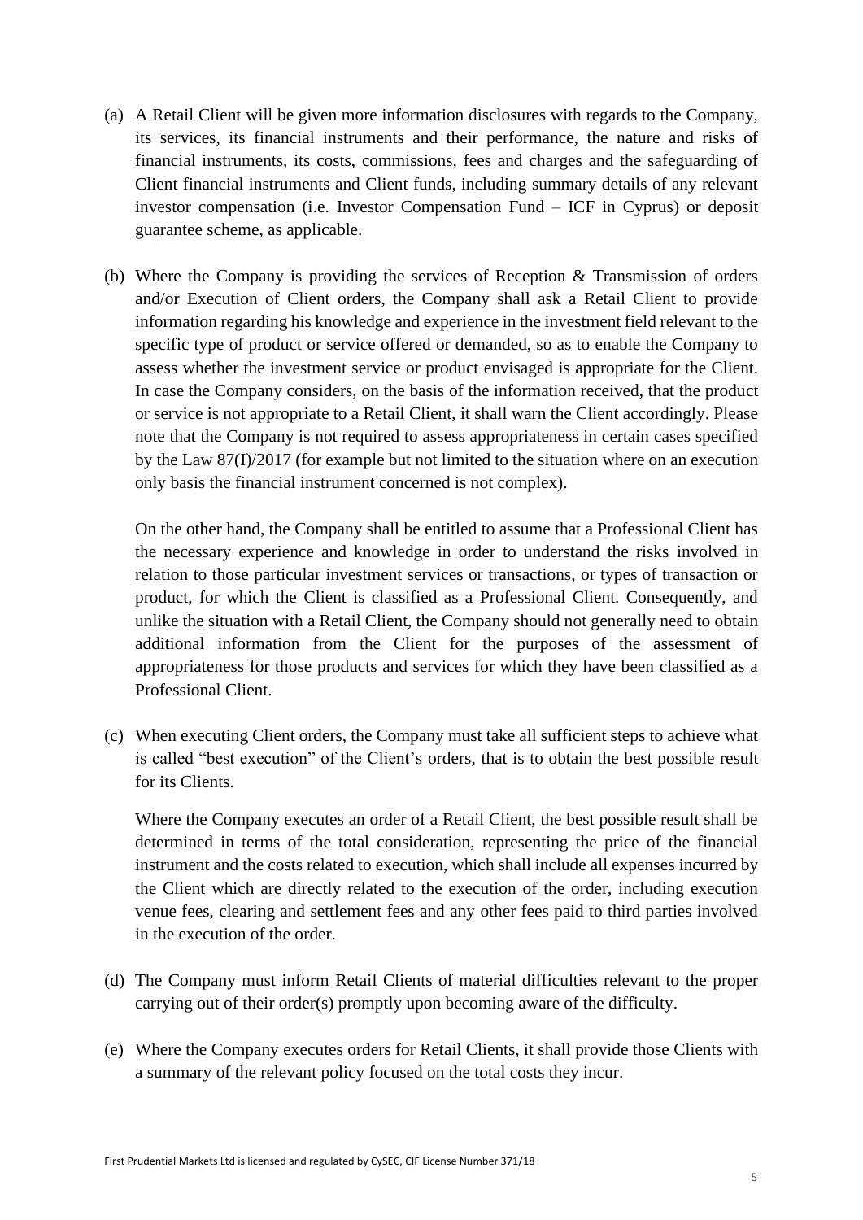(a) A Retail Client will be given more information disclosures with regards to the Company, its services, its financial instruments and their performance, the nature and risks of financial instruments, its costs, commissions, fees and charges and the safeguarding of Client financial instruments and Client funds, including summary details of any relevant investor compensation (i.e. Investor Compensation Fund – ICF in Cyprus) or deposit guarantee scheme, as applicable.

(b) Where the Company is providing the services of Reception & Transmission of orders and/or Execution of Client orders, the Company shall ask a Retail Client to provide information regarding his knowledge and experience in the investment field relevant to the specific type of product or service offered or demanded, so as to enable the Company to assess whether the investment service or product envisaged is appropriate for the Client. In case the Company considers, on the basis of the information received, that the product or service is not appropriate to a Retail Client, it shall warn the Client accordingly. Please note that the Company is not required to assess appropriateness in certain cases specified by the Law 87(I)/2017 (for example but not limited to the situation where on an execution only basis the financial instrument concerned is not complex).

On the other hand, the Company shall be entitled to assume that a Professional Client has the necessary experience and knowledge in order to understand the risks involved in relation to those particular investment services or transactions, or types of transaction or product, for which the Client is classified as a Professional Client. Consequently, and unlike the situation with a Retail Client, the Company should not generally need to obtain additional information from the Client for the purposes of the assessment of appropriateness for those products and services for which they have been classified as a Professional Client.

(c) When executing Client orders, the Company must take all sufficient steps to achieve what is called "best execution" of the Client's orders, that is to obtain the best possible result for its Clients.

Where the Company executes an order of a Retail Client, the best possible result shall be determined in terms of the total consideration, representing the price of the financial instrument and the costs related to execution, which shall include all expenses incurred by the Client which are directly related to the execution of the order, including execution venue fees, clearing and settlement fees and any other fees paid to third parties involved in the execution of the order.

(d) The Company must inform Retail Clients of material difficulties relevant to the proper carrying out of their order(s) promptly upon becoming aware of the difficulty.

(e) Where the Company executes orders for Retail Clients, it shall provide those Clients with a summary of the relevant policy focused on the total costs they incur.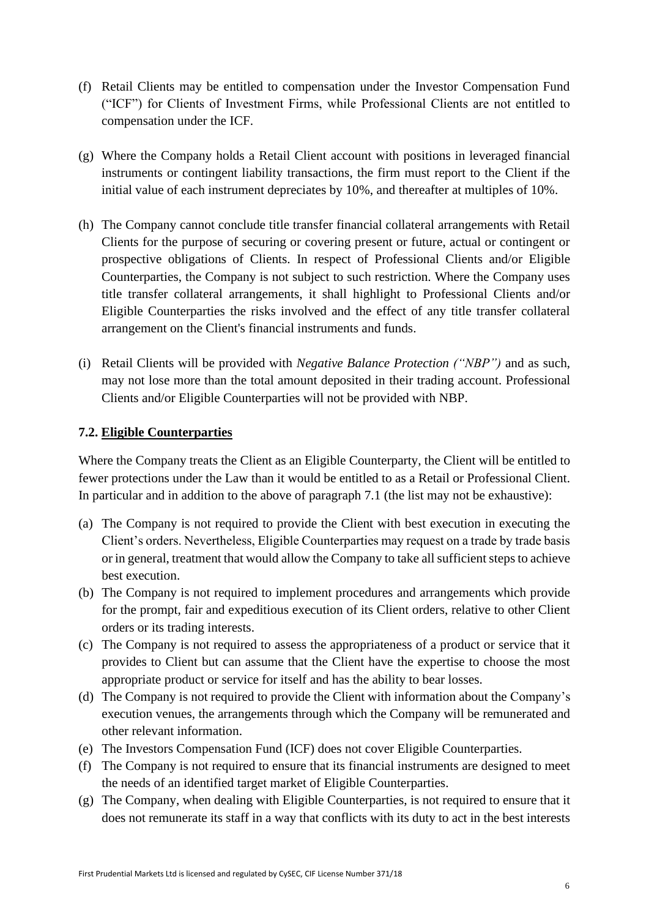(f) Retail Clients may be entitled to compensation under the Investor Compensation Fund ("ICF") for Clients of Investment Firms, while Professional Clients are not entitled to compensation under the ICF.

(g) Where the Company holds a Retail Client account with positions in leveraged financial instruments or contingent liability transactions, the firm must report to the Client if the initial value of each instrument depreciates by 10%, and thereafter at multiples of 10%.

(h) The Company cannot conclude title transfer financial collateral arrangements with Retail Clients for the purpose of securing or covering present or future, actual or contingent or prospective obligations of Clients. In respect of Professional Clients and/or Eligible Counterparties, the Company is not subject to such restriction. Where the Company uses title transfer collateral arrangements, it shall highlight to Professional Clients and/or Eligible Counterparties the risks involved and the effect of any title transfer collateral arrangement on the Client's financial instruments and funds.

(i) Retail Clients will be provided with *Negative Balance Protection ("NBP")* and as such, may not lose more than the total amount deposited in their trading account. Professional Clients and/or Eligible Counterparties will not be provided with NBP.

### 7.2. Eligible Counterparties

Where the Company treats the Client as an Eligible Counterparty, the Client will be entitled to fewer protections under the Law than it would be entitled to as a Retail or Professional Client. In particular and in addition to the above of paragraph 7.1 (the list may not be exhaustive):

(a) The Company is not required to provide the Client with best execution in executing the Client's orders. Nevertheless, Eligible Counterparties may request on a trade by trade basis or in general, treatment that would allow the Company to take all sufficient steps to achieve best execution.
(b) The Company is not required to implement procedures and arrangements which provide for the prompt, fair and expeditious execution of its Client orders, relative to other Client orders or its trading interests.
(c) The Company is not required to assess the appropriateness of a product or service that it provides to Client but can assume that the Client have the expertise to choose the most appropriate product or service for itself and has the ability to bear losses.
(d) The Company is not required to provide the Client with information about the Company's execution venues, the arrangements through which the Company will be remunerated and other relevant information.
(e) The Investors Compensation Fund (ICF) does not cover Eligible Counterparties.
(f) The Company is not required to ensure that its financial instruments are designed to meet the needs of an identified target market of Eligible Counterparties.
(g) The Company, when dealing with Eligible Counterparties, is not required to ensure that it does not remunerate its staff in a way that conflicts with its duty to act in the best interests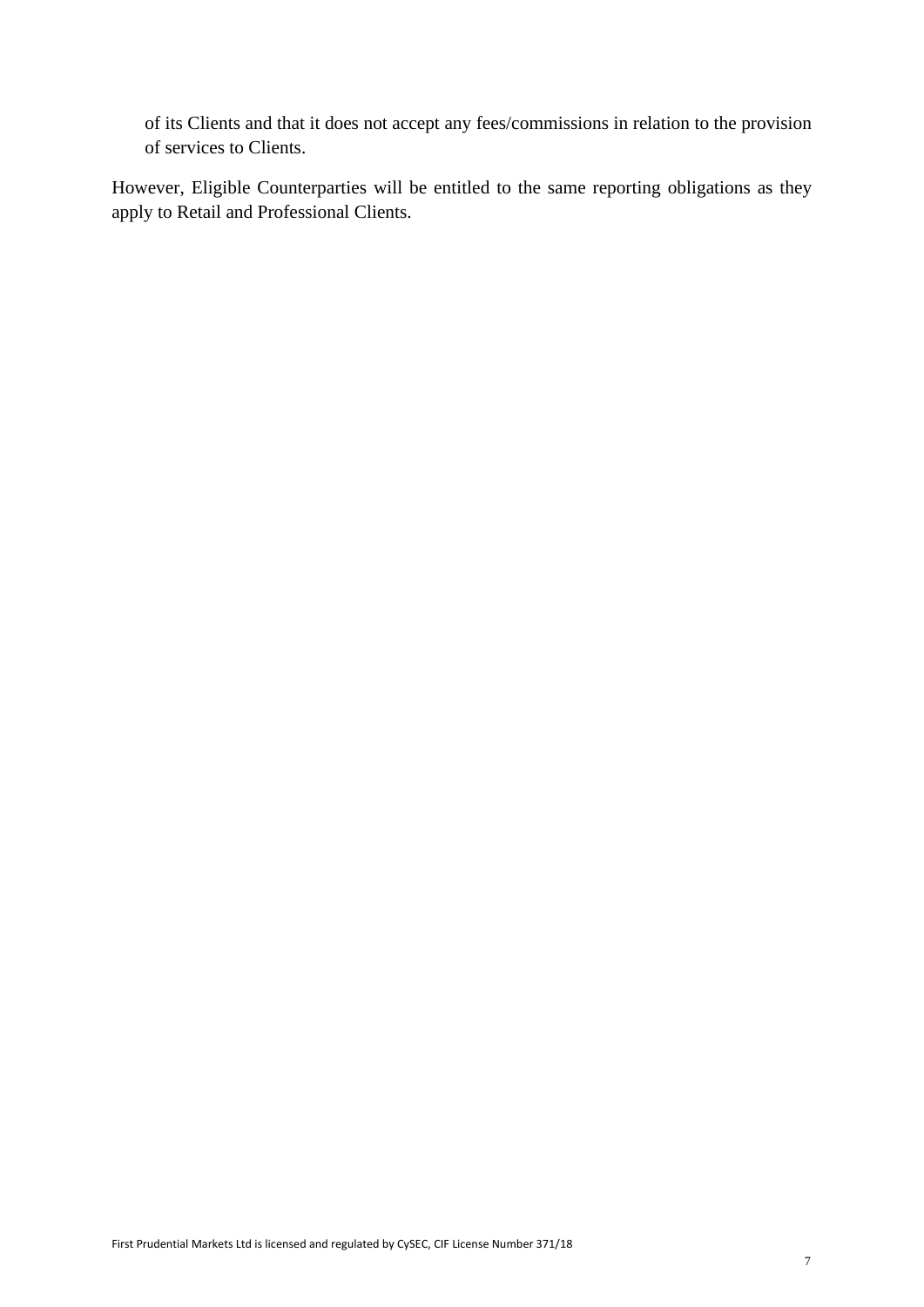of its Clients and that it does not accept any fees/commissions in relation to the provision of services to Clients.

However, Eligible Counterparties will be entitled to the same reporting obligations as they apply to Retail and Professional Clients.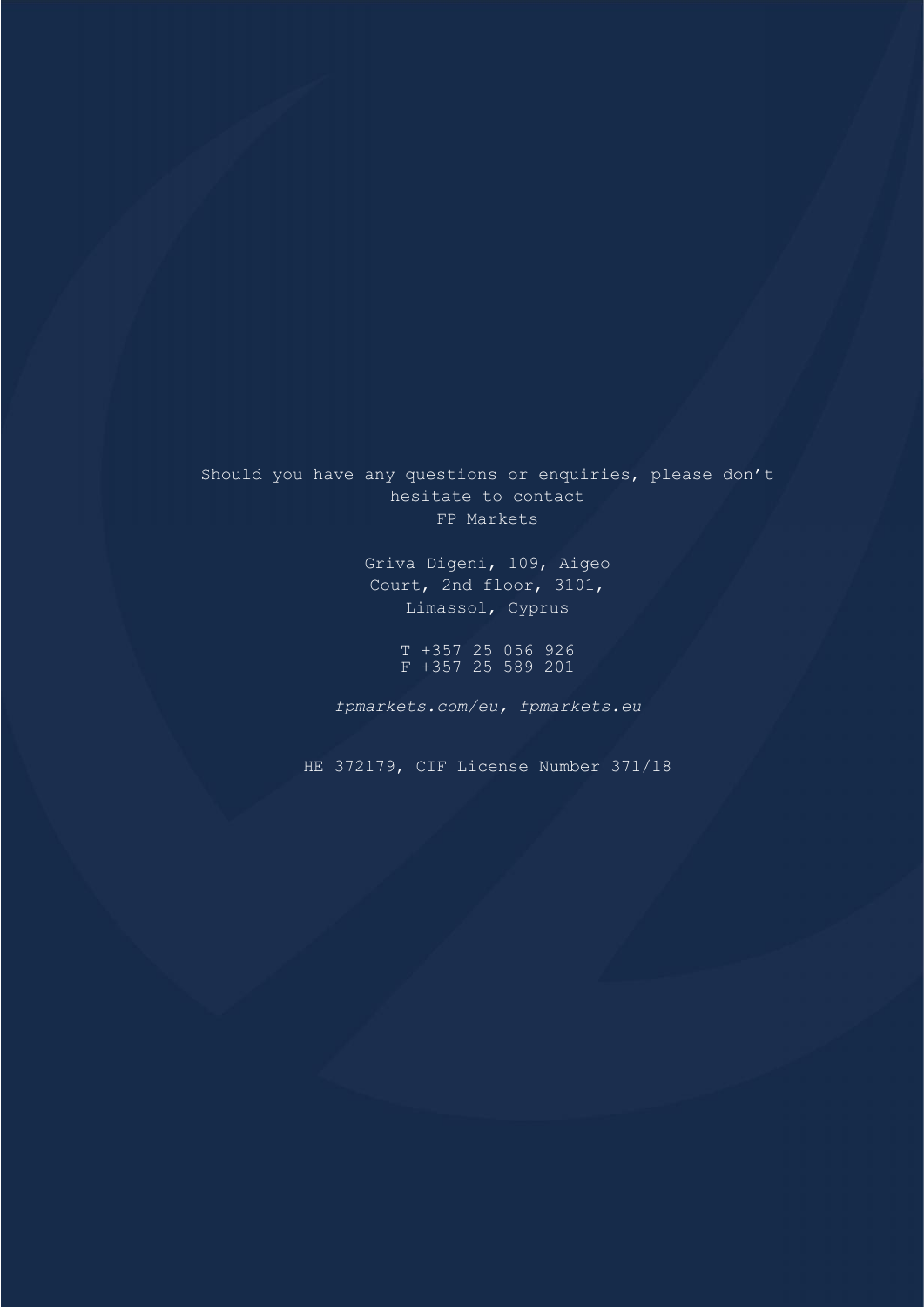Should you have any questions or enquiries, please don't hesitate to contact
FP Markets

Griva Digeni, 109, Aigeo
Court, 2nd floor, 3101,
Limassol, Cyprus

T +357 25 056 926
F +357 25 589 201

*fpmarkets.com/eu, fpmarkets.eu*

HE 372179, CIF License Number 371/18